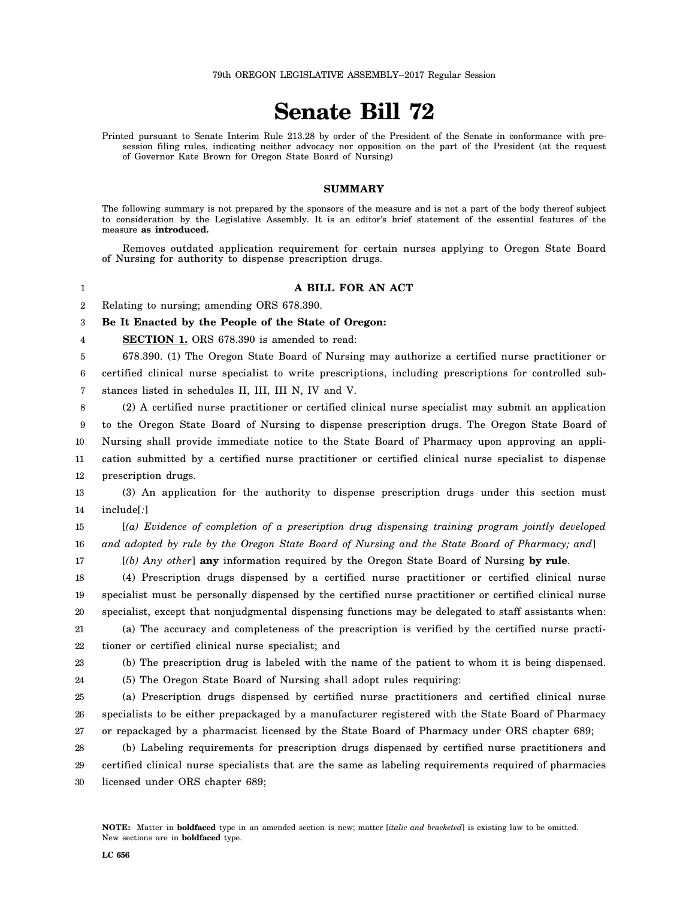79th OREGON LEGISLATIVE ASSEMBLY--2017 Regular Session

# Senate Bill 72

Printed pursuant to Senate Interim Rule 213.28 by order of the President of the Senate in conformance with presession filing rules, indicating neither advocacy nor opposition on the part of the President (at the request of Governor Kate Brown for Oregon State Board of Nursing)

## SUMMARY

The following summary is not prepared by the sponsors of the measure and is not a part of the body thereof subject to consideration by the Legislative Assembly. It is an editor's brief statement of the essential features of the measure **as introduced.**

Removes outdated application requirement for certain nurses applying to Oregon State Board of Nursing for authority to dispense prescription drugs.

1 **A BILL FOR AN ACT**

2 Relating to nursing; amending ORS 678.390.

3 **Be It Enacted by the People of the State of Oregon:**

4 **SECTION 1.** ORS 678.390 is amended to read:

5 678.390. (1) The Oregon State Board of Nursing may authorize a certified nurse practitioner or
6 certified clinical nurse specialist to write prescriptions, including prescriptions for controlled sub-
7 stances listed in schedules II, III, III N, IV and V.

8 (2) A certified nurse practitioner or certified clinical nurse specialist may submit an application
9 to the Oregon State Board of Nursing to dispense prescription drugs. The Oregon State Board of
10 Nursing shall provide immediate notice to the State Board of Pharmacy upon approving an appli-
11 cation submitted by a certified nurse practitioner or certified clinical nurse specialist to dispense
12 prescription drugs.

13 (3) An application for the authority to dispense prescription drugs under this section must
14 include[*:*]

15 [*(a) Evidence of completion of a prescription drug dispensing training program jointly developed*
16 *and adopted by rule by the Oregon State Board of Nursing and the State Board of Pharmacy; and*]

17 [*(b) Any other*] **any** information required by the Oregon State Board of Nursing **by rule**.

18 (4) Prescription drugs dispensed by a certified nurse practitioner or certified clinical nurse
19 specialist must be personally dispensed by the certified nurse practitioner or certified clinical nurse
20 specialist, except that nonjudgmental dispensing functions may be delegated to staff assistants when:

21 (a) The accuracy and completeness of the prescription is verified by the certified nurse practi-
22 tioner or certified clinical nurse specialist; and

23 (b) The prescription drug is labeled with the name of the patient to whom it is being dispensed.

24 (5) The Oregon State Board of Nursing shall adopt rules requiring:

25 (a) Prescription drugs dispensed by certified nurse practitioners and certified clinical nurse
26 specialists to be either prepackaged by a manufacturer registered with the State Board of Pharmacy
27 or repackaged by a pharmacist licensed by the State Board of Pharmacy under ORS chapter 689;

28 (b) Labeling requirements for prescription drugs dispensed by certified nurse practitioners and
29 certified clinical nurse specialists that are the same as labeling requirements required of pharmacies
30 licensed under ORS chapter 689;

**NOTE:** Matter in **boldfaced** type in an amended section is new; matter [*italic and bracketed*] is existing law to be omitted. New sections are in **boldfaced** type.

**LC 656**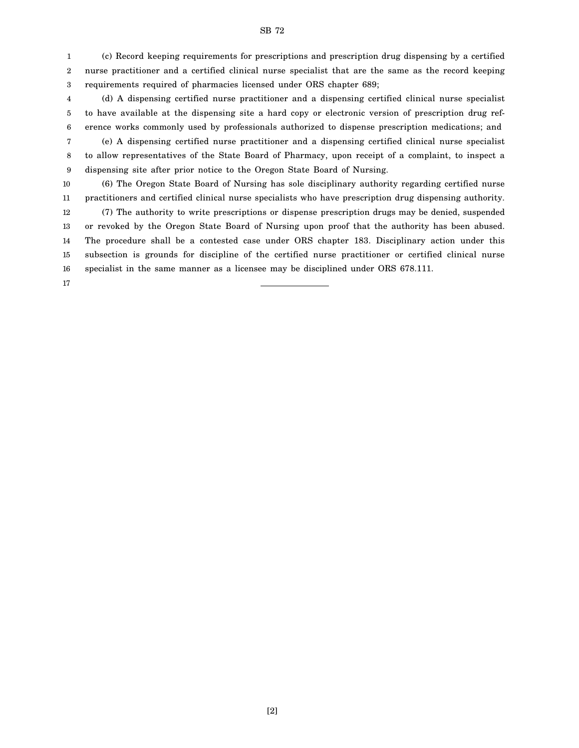(c) Record keeping requirements for prescriptions and prescription drug dispensing by a certified nurse practitioner and a certified clinical nurse specialist that are the same as the record keeping requirements required of pharmacies licensed under ORS chapter 689;

(d) A dispensing certified nurse practitioner and a dispensing certified clinical nurse specialist to have available at the dispensing site a hard copy or electronic version of prescription drug reference works commonly used by professionals authorized to dispense prescription medications; and

(e) A dispensing certified nurse practitioner and a dispensing certified clinical nurse specialist to allow representatives of the State Board of Pharmacy, upon receipt of a complaint, to inspect a dispensing site after prior notice to the Oregon State Board of Nursing.

(6) The Oregon State Board of Nursing has sole disciplinary authority regarding certified nurse practitioners and certified clinical nurse specialists who have prescription drug dispensing authority.

(7) The authority to write prescriptions or dispense prescription drugs may be denied, suspended or revoked by the Oregon State Board of Nursing upon proof that the authority has been abused. The procedure shall be a contested case under ORS chapter 183. Disciplinary action under this subsection is grounds for discipline of the certified nurse practitioner or certified clinical nurse specialist in the same manner as a licensee may be disciplined under ORS 678.111.

---